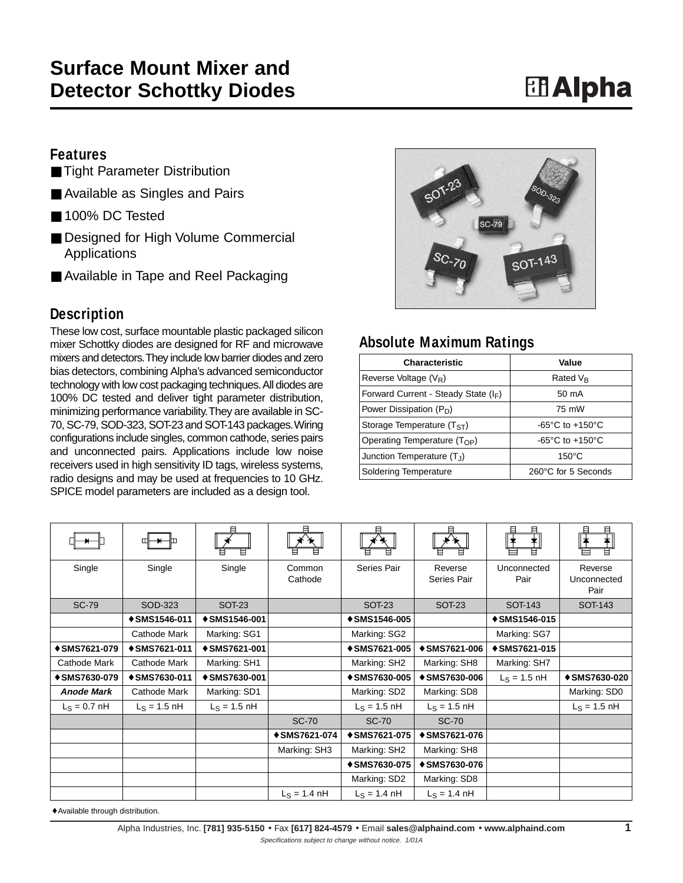# Surface Mount Mixer and Detector Schottky Diodes

## Features

- Tight Parameter Distribution
- Available as Singles and Pairs
- 100% DC Tested
- Designed for High Volume Commercial Applications
- Available in Tape and Reel Packaging

## Description

These low cost, surface mountable plastic packaged silicon mixer Schottky diodes are designed for RF and microwave mixers and detectors. They include low barrier diodes and zero bias detectors, combining Alpha's advanced semiconductor technology with low cost packaging techniques. All diodes are 100% DC tested and deliver tight parameter distribution, minimizing performance variability. They are available in SC-70, SC-79, SOD-323, SOT-23 and SOT-143 packages. Wiring configurations include singles, common cathode, series pairs and unconnected pairs. Applications include low noise receivers used in high sensitivity ID tags, wireless systems, radio designs and may be used at frequencies to 10 GHz. SPICE model parameters are included as a design tool.

## Absolute Maximum Ratings

| Characteristic | Value |
|---|---|
| Reverse Voltage ($V_R$) | Rated $V_B$ |
| Forward Current - Steady State ($I_F$) | 50 mA |
| Power Dissipation ($P_D$) | 75 mW |
| Storage Temperature ($T_{ST}$) | -65°C to +150°C |
| Operating Temperature ($T_{OP}$) | -65°C to +150°C |
| Junction Temperature ($T_J$) | 150°C |
| Soldering Temperature | 260°C for 5 Seconds |

| Single | Single | Single | Common Cathode | Series Pair | Reverse Series Pair | Unconnected Pair | Reverse Unconnected Pair |
|---|---|---|---|---|---|---|---|
| SC-79 | SOD-323 | SOT-23 | | SOT-23 | SOT-23 | SOT-143 | SOT-143 |
| | **♦SMS1546-011** | **♦SMS1546-001** | | **♦SMS1546-005** | | **♦SMS1546-015** | |
| | Cathode Mark | Marking: SG1 | | Marking: SG2 | | Marking: SG7 | |
| **♦SMS7621-079** | **♦SMS7621-011** | **♦SMS7621-001** | | **♦SMS7621-005** | **♦SMS7621-006** | **♦SMS7621-015** | |
| Cathode Mark | Cathode Mark | Marking: SH1 | | Marking: SH2 | Marking: SH8 | Marking: SH7 | |
| **♦SMS7630-079** | **♦SMS7630-011** | **♦SMS7630-001** | | **♦SMS7630-005** | **♦SMS7630-006** | $L_S$ = 1.5 nH | **♦SMS7630-020** |
| ***Anode Mark*** | Cathode Mark | Marking: SD1 | | Marking: SD2 | Marking: SD8 | | Marking: SD0 |
| $L_S$ = 0.7 nH | $L_S$ = 1.5 nH | $L_S$ = 1.5 nH | | $L_S$ = 1.5 nH | $L_S$ = 1.5 nH | | $L_S$ = 1.5 nH |
| | | | SC-70 | SC-70 | SC-70 | | |
| | | | **♦SMS7621-074** | **♦SMS7621-075** | **♦SMS7621-076** | | |
| | | | Marking: SH3 | Marking: SH2 | Marking: SH8 | | |
| | | | | **♦SMS7630-075** | **♦SMS7630-076** | | |
| | | | | Marking: SD2 | Marking: SD8 | | |
| | | | $L_S$ = 1.4 nH | $L_S$ = 1.4 nH | $L_S$ = 1.4 nH | | |

♦Available through distribution.

Alpha Industries, Inc. **[781] 935-5150** • Fax **[617] 824-4579** • Email **sales@alphaind.com** • **www.alphaind.com**

*Specifications subject to change without notice. 1/01A*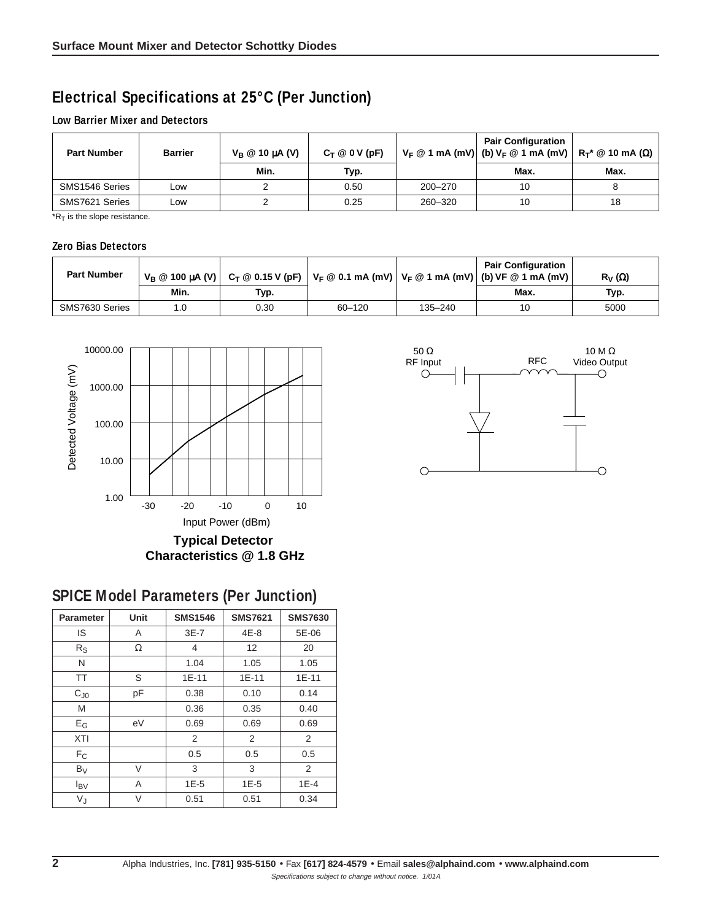## Electrical Specifications at 25°C (Per Junction)

### Low Barrier Mixer and Detectors

| Part Number | Barrier | $V_B$ @ 10 μA (V) | $C_T$ @ 0 V (pF) | $V_F$ @ 1 mA (mV) | Pair Configuration (b) $V_F$ @ 1 mA (mV) | $R_T$* @ 10 mA (Ω) |
|---|---|---|---|---|---|---|
| | | Min. | Typ. | | Max. | Max. |
| SMS1546 Series | Low | 2 | 0.50 | 200–270 | 10 | 8 |
| SMS7621 Series | Low | 2 | 0.25 | 260–320 | 10 | 18 |

*$R_T$ is the slope resistance.

### Zero Bias Detectors

| Part Number | $V_B$ @ 100 μA (V) | $C_T$ @ 0.15 V (pF) | $V_F$ @ 0.1 mA (mV) | $V_F$ @ 1 mA (mV) | Pair Configuration (b) VF @ 1 mA (mV) | $R_V$ (Ω) |
|---|---|---|---|---|---|---|
| | Min. | Typ. | | | Max. | Typ. |
| SMS7630 Series | 1.0 | 0.30 | 60–120 | 135–240 | 10 | 5000 |

**Typical Detector Characteristics @ 1.8 GHz**

## SPICE Model Parameters (Per Junction)

| Parameter | Unit | SMS1546 | SMS7621 | SMS7630 |
|---|---|---|---|---|
| IS | A | 3E-7 | 4E-8 | 5E-06 |
| $R_S$ | Ω | 4 | 12 | 20 |
| N | | 1.04 | 1.05 | 1.05 |
| TT | S | 1E-11 | 1E-11 | 1E-11 |
| $C_{J0}$ | pF | 0.38 | 0.10 | 0.14 |
| M | | 0.36 | 0.35 | 0.40 |
| $E_G$ | eV | 0.69 | 0.69 | 0.69 |
| XTI | | 2 | 2 | 2 |
| $F_C$ | | 0.5 | 0.5 | 0.5 |
| $B_V$ | V | 3 | 3 | 2 |
| $I_{BV}$ | A | 1E-5 | 1E-5 | 1E-4 |
| $V_J$ | V | 0.51 | 0.51 | 0.34 |

Alpha Industries, Inc. **[781] 935-5150** • Fax **[617] 824-4579** • Email **sales@alphaind.com** • **www.alphaind.com**

*Specifications subject to change without notice. 1/01A*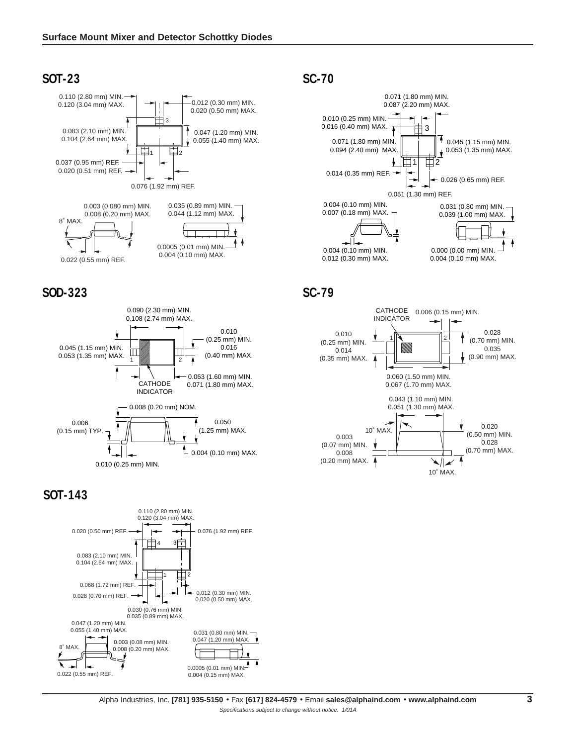## SOT-23

0.110 (2.80 mm) MIN.
0.120 (3.04 mm) MAX.

0.012 (0.30 mm) MIN.
0.020 (0.50 mm) MAX.

3

0.083 (2.10 mm) MIN.
0.104 (2.64 mm) MAX.

0.047 (1.20 mm) MIN.
0.055 (1.40 mm) MAX.

1 2

0.037 (0.95 mm) REF.
0.020 (0.51 mm) REF.

0.076 (1.92 mm) REF.

0.003 (0.080 mm) MIN.
0.008 (0.20 mm) MAX.

0.035 (0.89 mm) MIN.
0.044 (1.12 mm) MAX.

8° MAX.

0.0005 (0.01 mm) MIN.
0.004 (0.10 mm) MAX.

0.022 (0.55 mm) REF.

## SC-70

0.071 (1.80 mm) MIN.
0.087 (2.20 mm) MAX.

0.010 (0.25 mm) MIN.
0.016 (0.40 mm) MAX.

3

0.071 (1.80 mm) MIN.
0.094 (2.40 mm) MAX.

0.045 (1.15 mm) MIN.
0.053 (1.35 mm) MAX.

1 2

0.014 (0.35 mm) REF.

0.026 (0.65 mm) REF.

0.051 (1.30 mm) REF.

0.004 (0.10 mm) MIN.
0.007 (0.18 mm) MAX.

0.031 (0.80 mm) MIN.
0.039 (1.00 mm) MAX.

0.004 (0.10 mm) MIN.
0.012 (0.30 mm) MAX.

0.000 (0.00 mm) MIN.
0.004 (0.10 mm) MAX.

## SOD-323

0.090 (2.30 mm) MIN.
0.108 (2.74 mm) MAX.

0.010
(0.25 mm) MIN.
0.016
(0.40 mm) MAX.

0.045 (1.15 mm) MIN.
0.053 (1.35 mm) MAX.

1 2

0.063 (1.60 mm) MIN.
0.071 (1.80 mm) MAX.

CATHODE
INDICATOR

0.008 (0.20 mm) NOM.

0.006
(0.15 mm) TYP.

0.050
(1.25 mm) MAX.

0.004 (0.10 mm) MAX.

0.010 (0.25 mm) MIN.

## SC-79

CATHODE
INDICATOR

0.006 (0.15 mm) MIN.

0.010
(0.25 mm) MIN.
0.014
(0.35 mm) MAX.

1 2

0.028
(0.70 mm) MIN.
0.035
(0.90 mm) MAX.

0.060 (1.50 mm) MIN.
0.067 (1.70 mm) MAX.

0.043 (1.10 mm) MIN.
0.051 (1.30 mm) MAX.

10° MAX.

0.020
(0.50 mm) MIN.
0.028
(0.70 mm) MAX.

0.003
(0.07 mm) MIN.
0.008
(0.20 mm) MAX.

10° MAX.

## SOT-143

0.110 (2.80 mm) MIN.
0.120 (3.04 mm) MAX.

0.020 (0.50 mm) REF.

0.076 (1.92 mm) REF.

4 3

0.083 (2.10 mm) MIN.
0.104 (2.64 mm) MAX.

1 2

0.068 (1.72 mm) REF.

0.028 (0.70 mm) REF.

0.012 (0.30 mm) MIN.
0.020 (0.50 mm) MAX.

0.030 (0.76 mm) MIN.
0.035 (0.89 mm) MAX.

0.047 (1.20 mm) MIN.
0.055 (1.40 mm) MAX.

0.003 (0.08 mm) MIN.
0.008 (0.20 mm) MAX.

8° MAX.

0.031 (0.80 mm) MIN.
0.047 (1.20 mm) MAX.

0.0005 (0.01 mm) MIN.
0.004 (0.15 mm) MAX.

0.022 (0.55 mm) REF.

Alpha Industries, Inc. **[781] 935-5150** • Fax **[617] 824-4579** • Email **sales@alphaind.com** • **www.alphaind.com**

*Specifications subject to change without notice. 1/01A*